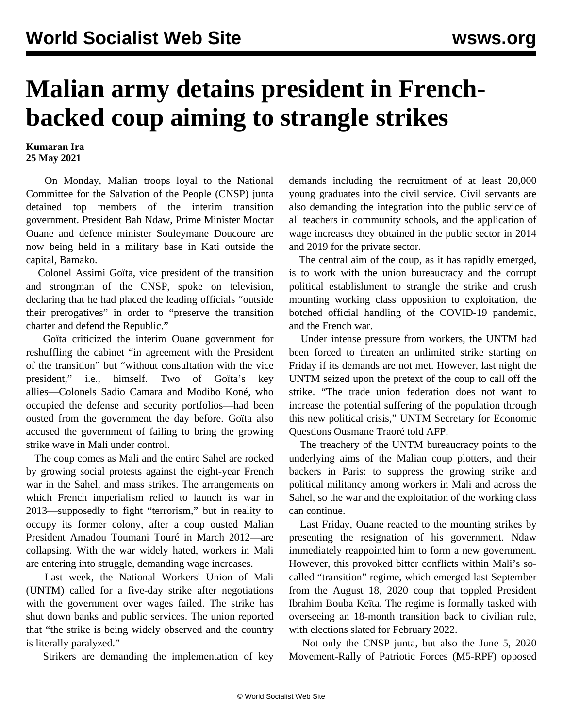# Malian army detains president in French-backed coup aiming to strangle strikes

**Kumaran Ira**
**25 May 2021**

On Monday, Malian troops loyal to the National Committee for the Salvation of the People (CNSP) junta detained top members of the interim transition government. President Bah Ndaw, Prime Minister Moctar Ouane and defence minister Souleymane Doucoure are now being held in a military base in Kati outside the capital, Bamako.

Colonel Assimi Goïta, vice president of the transition and strongman of the CNSP, spoke on television, declaring that he had placed the leading officials "outside their prerogatives" in order to "preserve the transition charter and defend the Republic."

Goïta criticized the interim Ouane government for reshuffling the cabinet "in agreement with the President of the transition" but "without consultation with the vice president," i.e., himself. Two of Goïta's key allies—Colonels Sadio Camara and Modibo Koné, who occupied the defense and security portfolios—had been ousted from the government the day before. Goïta also accused the government of failing to bring the growing strike wave in Mali under control.

The coup comes as Mali and the entire Sahel are rocked by growing social protests against the eight-year French war in the Sahel, and mass strikes. The arrangements on which French imperialism relied to launch its war in 2013—supposedly to fight "terrorism," but in reality to occupy its former colony, after a coup ousted Malian President Amadou Toumani Touré in March 2012—are collapsing. With the war widely hated, workers in Mali are entering into struggle, demanding wage increases.

Last week, the National Workers' Union of Mali (UNTM) called for a five-day strike after negotiations with the government over wages failed. The strike has shut down banks and public services. The union reported that "the strike is being widely observed and the country is literally paralyzed."

Strikers are demanding the implementation of key demands including the recruitment of at least 20,000 young graduates into the civil service. Civil servants are also demanding the integration into the public service of all teachers in community schools, and the application of wage increases they obtained in the public sector in 2014 and 2019 for the private sector.

The central aim of the coup, as it has rapidly emerged, is to work with the union bureaucracy and the corrupt political establishment to strangle the strike and crush mounting working class opposition to exploitation, the botched official handling of the COVID-19 pandemic, and the French war.

Under intense pressure from workers, the UNTM had been forced to threaten an unlimited strike starting on Friday if its demands are not met. However, last night the UNTM seized upon the pretext of the coup to call off the strike. "The trade union federation does not want to increase the potential suffering of the population through this new political crisis," UNTM Secretary for Economic Questions Ousmane Traoré told AFP.

The treachery of the UNTM bureaucracy points to the underlying aims of the Malian coup plotters, and their backers in Paris: to suppress the growing strike and political militancy among workers in Mali and across the Sahel, so the war and the exploitation of the working class can continue.

Last Friday, Ouane reacted to the mounting strikes by presenting the resignation of his government. Ndaw immediately reappointed him to form a new government. However, this provoked bitter conflicts within Mali's so-called "transition" regime, which emerged last September from the August 18, 2020 coup that toppled President Ibrahim Bouba Keïta. The regime is formally tasked with overseeing an 18-month transition back to civilian rule, with elections slated for February 2022.

Not only the CNSP junta, but also the June 5, 2020 Movement-Rally of Patriotic Forces (M5-RPF) opposed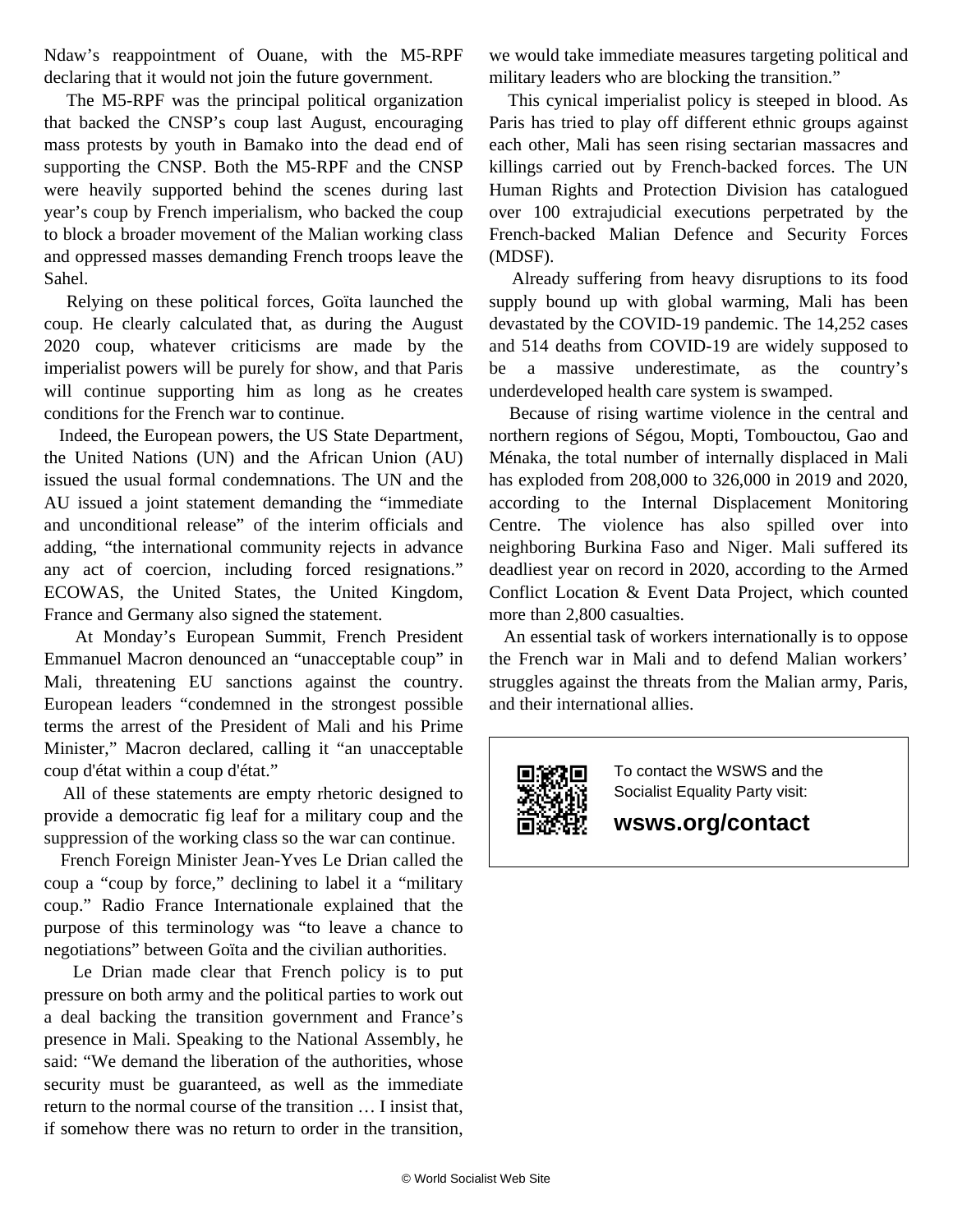Ndaw's reappointment of Ouane, with the M5-RPF declaring that it would not join the future government.

The M5-RPF was the principal political organization that backed the CNSP's coup last August, encouraging mass protests by youth in Bamako into the dead end of supporting the CNSP. Both the M5-RPF and the CNSP were heavily supported behind the scenes during last year's coup by French imperialism, who backed the coup to block a broader movement of the Malian working class and oppressed masses demanding French troops leave the Sahel.

Relying on these political forces, Goïta launched the coup. He clearly calculated that, as during the August 2020 coup, whatever criticisms are made by the imperialist powers will be purely for show, and that Paris will continue supporting him as long as he creates conditions for the French war to continue.

Indeed, the European powers, the US State Department, the United Nations (UN) and the African Union (AU) issued the usual formal condemnations. The UN and the AU issued a joint statement demanding the "immediate and unconditional release" of the interim officials and adding, "the international community rejects in advance any act of coercion, including forced resignations." ECOWAS, the United States, the United Kingdom, France and Germany also signed the statement.

At Monday's European Summit, French President Emmanuel Macron denounced an "unacceptable coup" in Mali, threatening EU sanctions against the country. European leaders "condemned in the strongest possible terms the arrest of the President of Mali and his Prime Minister," Macron declared, calling it "an unacceptable coup d'état within a coup d'état."

All of these statements are empty rhetoric designed to provide a democratic fig leaf for a military coup and the suppression of the working class so the war can continue.

French Foreign Minister Jean-Yves Le Drian called the coup a "coup by force," declining to label it a "military coup." Radio France Internationale explained that the purpose of this terminology was "to leave a chance to negotiations" between Goïta and the civilian authorities.

Le Drian made clear that French policy is to put pressure on both army and the political parties to work out a deal backing the transition government and France's presence in Mali. Speaking to the National Assembly, he said: "We demand the liberation of the authorities, whose security must be guaranteed, as well as the immediate return to the normal course of the transition … I insist that, if somehow there was no return to order in the transition, we would take immediate measures targeting political and military leaders who are blocking the transition."

This cynical imperialist policy is steeped in blood. As Paris has tried to play off different ethnic groups against each other, Mali has seen rising sectarian massacres and killings carried out by French-backed forces. The UN Human Rights and Protection Division has catalogued over 100 extrajudicial executions perpetrated by the French-backed Malian Defence and Security Forces (MDSF).

Already suffering from heavy disruptions to its food supply bound up with global warming, Mali has been devastated by the COVID-19 pandemic. The 14,252 cases and 514 deaths from COVID-19 are widely supposed to be a massive underestimate, as the country's underdeveloped health care system is swamped.

Because of rising wartime violence in the central and northern regions of Ségou, Mopti, Tombouctou, Gao and Ménaka, the total number of internally displaced in Mali has exploded from 208,000 to 326,000 in 2019 and 2020, according to the Internal Displacement Monitoring Centre. The violence has also spilled over into neighboring Burkina Faso and Niger. Mali suffered its deadliest year on record in 2020, according to the Armed Conflict Location & Event Data Project, which counted more than 2,800 casualties.

An essential task of workers internationally is to oppose the French war in Mali and to defend Malian workers' struggles against the threats from the Malian army, Paris, and their international allies.

To contact the WSWS and the Socialist Equality Party visit:

**wsws.org/contact**